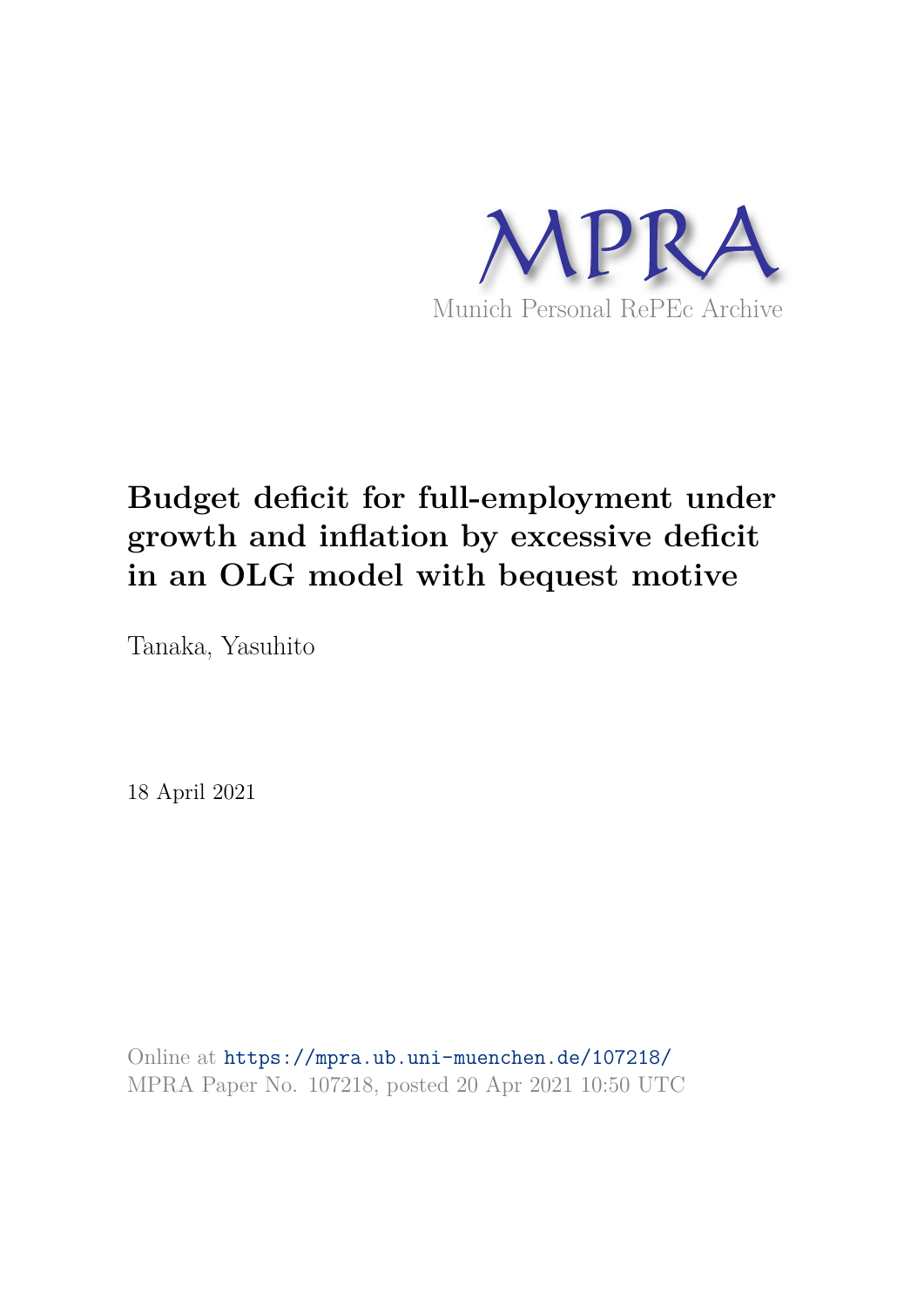MPRA

Munich Personal RePEc Archive

# Budget deficit for full-employment under growth and inflation by excessive deficit in an OLG model with bequest motive

Tanaka, Yasuhito

18 April 2021

Online at https://mpra.ub.uni-muenchen.de/107218/
MPRA Paper No. 107218, posted 20 Apr 2021 10:50 UTC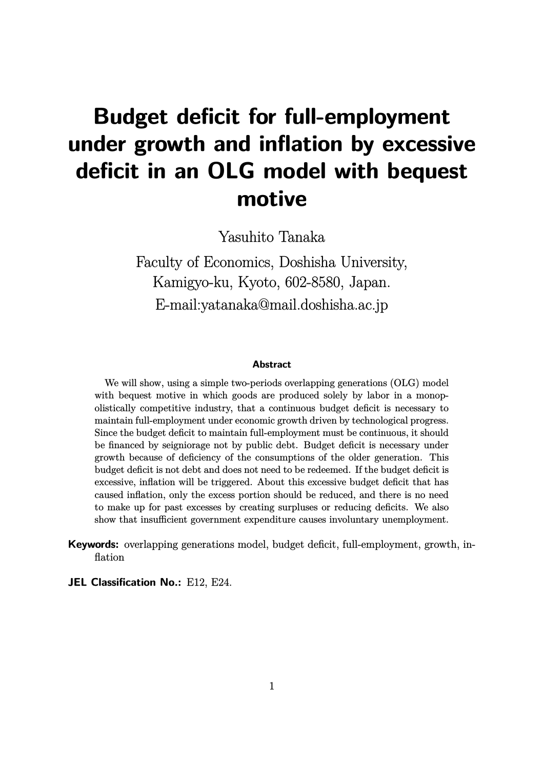# Budget deficit for full-employment under growth and inflation by excessive deficit in an OLG model with bequest motive

Yasuhito Tanaka

Faculty of Economics, Doshisha University, Kamigyo-ku, Kyoto, 602-8580, Japan.

E-mail:yatanaka@mail.doshisha.ac.jp

### Abstract

We will show, using a simple two-periods overlapping generations (OLG) model with bequest motive in which goods are produced solely by labor in a monopolistically competitive industry, that a continuous budget deficit is necessary to maintain full-employment under economic growth driven by technological progress. Since the budget deficit to maintain full-employment must be continuous, it should be financed by seigniorage not by public debt. Budget deficit is necessary under growth because of deficiency of the consumptions of the older generation. This budget deficit is not debt and does not need to be redeemed. If the budget deficit is excessive, inflation will be triggered. About this excessive budget deficit that has caused inflation, only the excess portion should be reduced, and there is no need to make up for past excesses by creating surpluses or reducing deficits. We also show that insufficient government expenditure causes involuntary unemployment.

**Keywords:** overlapping generations model, budget deficit, full-employment, growth, inflation

**JEL Classification No.:** E12, E24.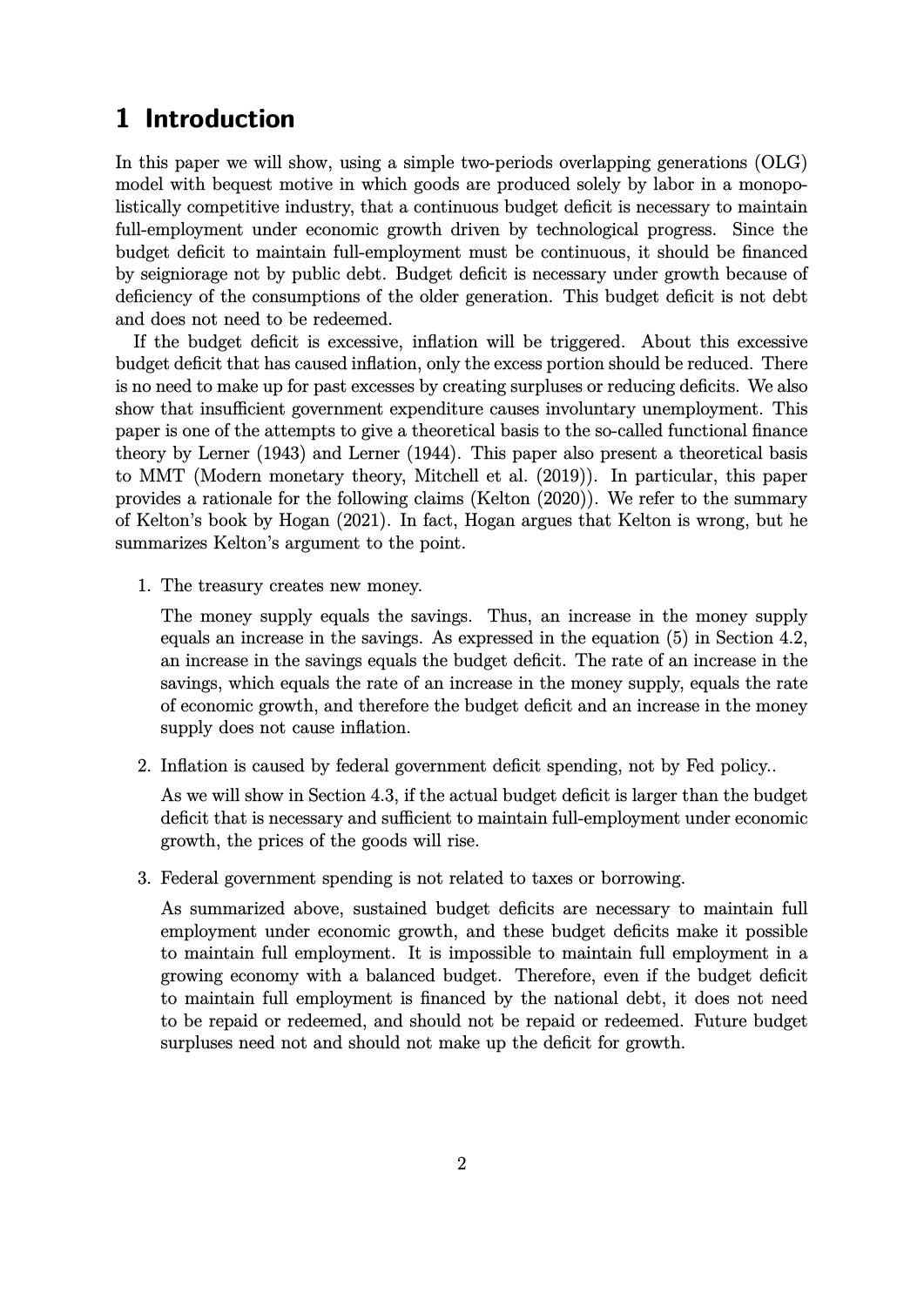# 1 Introduction

In this paper we will show, using a simple two-periods overlapping generations (OLG) model with bequest motive in which goods are produced solely by labor in a monopolistically competitive industry, that a continuous budget deficit is necessary to maintain full-employment under economic growth driven by technological progress. Since the budget deficit to maintain full-employment must be continuous, it should be financed by seigniorage not by public debt. Budget deficit is necessary under growth because of deficiency of the consumptions of the older generation. This budget deficit is not debt and does not need to be redeemed.

If the budget deficit is excessive, inflation will be triggered. About this excessive budget deficit that has caused inflation, only the excess portion should be reduced. There is no need to make up for past excesses by creating surpluses or reducing deficits. We also show that insufficient government expenditure causes involuntary unemployment. This paper is one of the attempts to give a theoretical basis to the so-called functional finance theory by Lerner (1943) and Lerner (1944). This paper also present a theoretical basis to MMT (Modern monetary theory, Mitchell et al. (2019)). In particular, this paper provides a rationale for the following claims (Kelton (2020)). We refer to the summary of Kelton's book by Hogan (2021). In fact, Hogan argues that Kelton is wrong, but he summarizes Kelton's argument to the point.

1. The treasury creates new money.

   The money supply equals the savings. Thus, an increase in the money supply equals an increase in the savings. As expressed in the equation (5) in Section 4.2, an increase in the savings equals the budget deficit. The rate of an increase in the savings, which equals the rate of an increase in the money supply, equals the rate of economic growth, and therefore the budget deficit and an increase in the money supply does not cause inflation.

2. Inflation is caused by federal government deficit spending, not by Fed policy..

   As we will show in Section 4.3, if the actual budget deficit is larger than the budget deficit that is necessary and sufficient to maintain full-employment under economic growth, the prices of the goods will rise.

3. Federal government spending is not related to taxes or borrowing.

   As summarized above, sustained budget deficits are necessary to maintain full employment under economic growth, and these budget deficits make it possible to maintain full employment. It is impossible to maintain full employment in a growing economy with a balanced budget. Therefore, even if the budget deficit to maintain full employment is financed by the national debt, it does not need to be repaid or redeemed, and should not be repaid or redeemed. Future budget surpluses need not and should not make up the deficit for growth.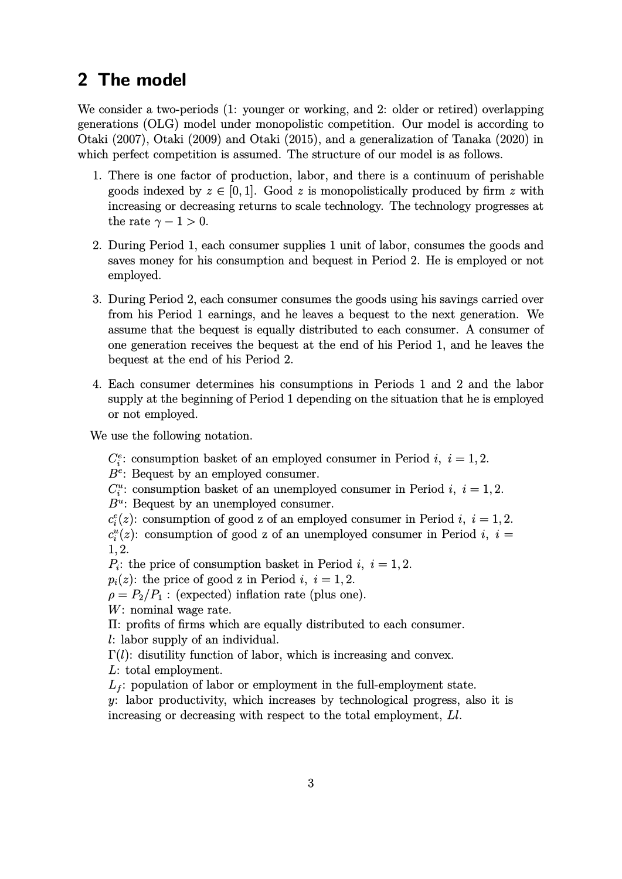## 2 The model

We consider a two-periods (1: younger or working, and 2: older or retired) overlapping generations (OLG) model under monopolistic competition. Our model is according to Otaki (2007), Otaki (2009) and Otaki (2015), and a generalization of Tanaka (2020) in which perfect competition is assumed. The structure of our model is as follows.

1. There is one factor of production, labor, and there is a continuum of perishable goods indexed by $z \in [0, 1]$. Good $z$ is monopolistically produced by firm $z$ with increasing or decreasing returns to scale technology. The technology progresses at the rate $\gamma - 1 > 0$.
2. During Period 1, each consumer supplies 1 unit of labor, consumes the goods and saves money for his consumption and bequest in Period 2. He is employed or not employed.
3. During Period 2, each consumer consumes the goods using his savings carried over from his Period 1 earnings, and he leaves a bequest to the next generation. We assume that the bequest is equally distributed to each consumer. A consumer of one generation receives the bequest at the end of his Period 1, and he leaves the bequest at the end of his Period 2.
4. Each consumer determines his consumptions in Periods 1 and 2 and the labor supply at the beginning of Period 1 depending on the situation that he is employed or not employed.

We use the following notation.

$C_i^e$: consumption basket of an employed consumer in Period $i$, $i = 1, 2$.
$B^e$: Bequest by an employed consumer.
$C_i^u$: consumption basket of an unemployed consumer in Period $i$, $i = 1, 2$.
$B^u$: Bequest by an unemployed consumer.
$c_i^e(z)$: consumption of good z of an employed consumer in Period $i$, $i = 1, 2$.
$c_i^u(z)$: consumption of good z of an unemployed consumer in Period $i$, $i = 1, 2$.
$P_i$: the price of consumption basket in Period $i$, $i = 1, 2$.
$p_i(z)$: the price of good z in Period $i$, $i = 1, 2$.
$\rho = P_2/P_1$ : (expected) inflation rate (plus one).
$W$: nominal wage rate.
$\Pi$: profits of firms which are equally distributed to each consumer.
$l$: labor supply of an individual.
$\Gamma(l)$: disutility function of labor, which is increasing and convex.
$L$: total employment.
$L_f$: population of labor or employment in the full-employment state.
$y$: labor productivity, which increases by technological progress, also it is increasing or decreasing with respect to the total employment, $Ll$.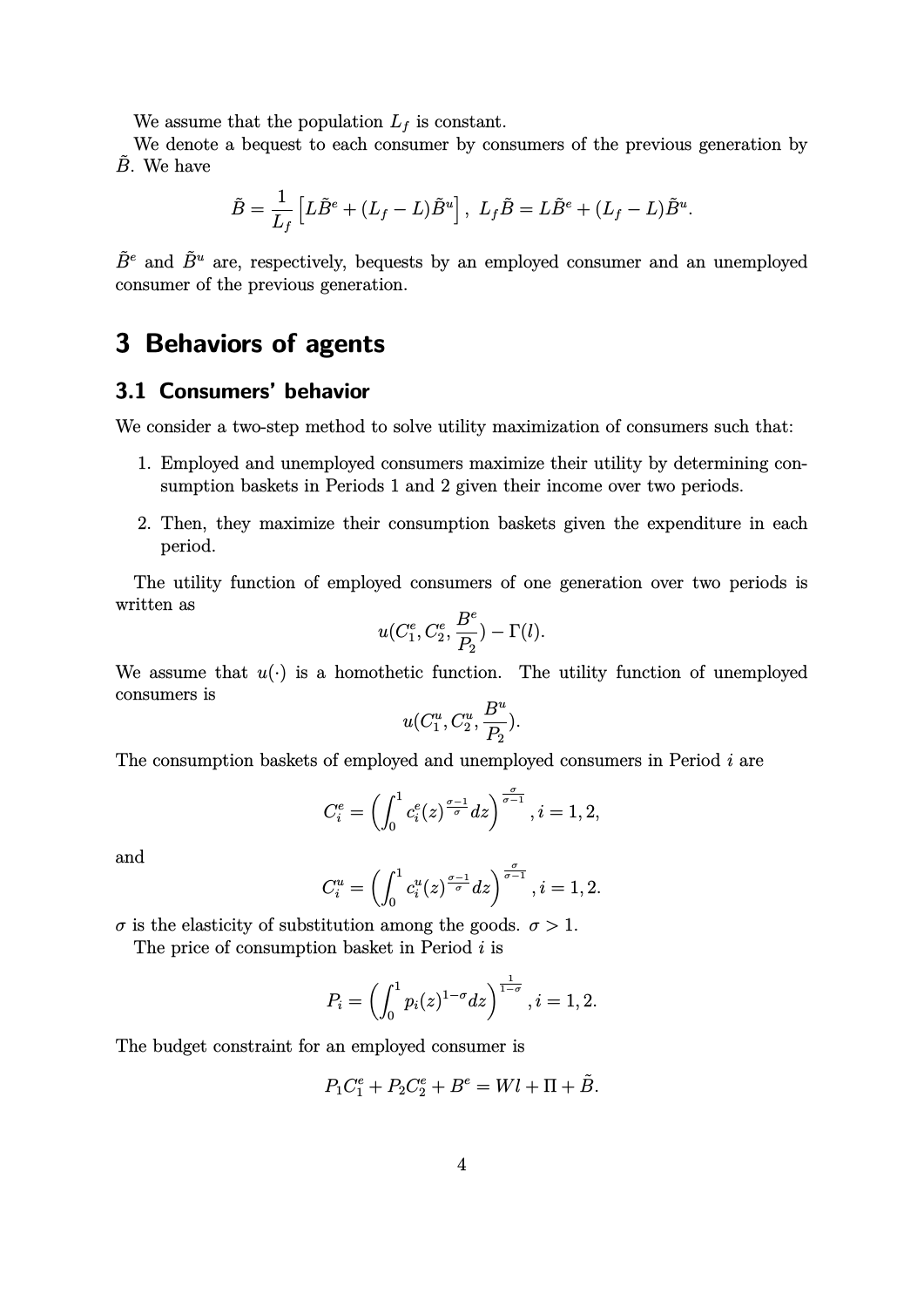We assume that the population $L_f$ is constant.

We denote a bequest to each consumer by consumers of the previous generation by $\tilde{B}$. We have

$$\tilde{B} = \frac{1}{L_f}\left[L\tilde{B}^e + (L_f - L)\tilde{B}^u\right],\ L_f\tilde{B} = L\tilde{B}^e + (L_f - L)\tilde{B}^u.$$

$\tilde{B}^e$ and $\tilde{B}^u$ are, respectively, bequests by an employed consumer and an unemployed consumer of the previous generation.

# 3 Behaviors of agents

## 3.1 Consumers' behavior

We consider a two-step method to solve utility maximization of consumers such that:

1. Employed and unemployed consumers maximize their utility by determining consumption baskets in Periods 1 and 2 given their income over two periods.
2. Then, they maximize their consumption baskets given the expenditure in each period.

The utility function of employed consumers of one generation over two periods is written as

$$u(C_1^e, C_2^e, \frac{B^e}{P_2}) - \Gamma(l).$$

We assume that $u(\cdot)$ is a homothetic function. The utility function of unemployed consumers is

$$u(C_1^u, C_2^u, \frac{B^u}{P_2}).$$

The consumption baskets of employed and unemployed consumers in Period $i$ are

$$C_i^e = \left(\int_0^1 c_i^e(z)^{\frac{\sigma-1}{\sigma}} dz\right)^{\frac{\sigma}{\sigma-1}}, i = 1, 2,$$

and

$$C_i^u = \left(\int_0^1 c_i^u(z)^{\frac{\sigma-1}{\sigma}} dz\right)^{\frac{\sigma}{\sigma-1}}, i = 1, 2.$$

$\sigma$ is the elasticity of substitution among the goods. $\sigma > 1$.

The price of consumption basket in Period $i$ is

$$P_i = \left(\int_0^1 p_i(z)^{1-\sigma} dz\right)^{\frac{1}{1-\sigma}}, i = 1, 2.$$

The budget constraint for an employed consumer is

$$P_1C_1^e + P_2C_2^e + B^e = Wl + \Pi + \tilde{B}.$$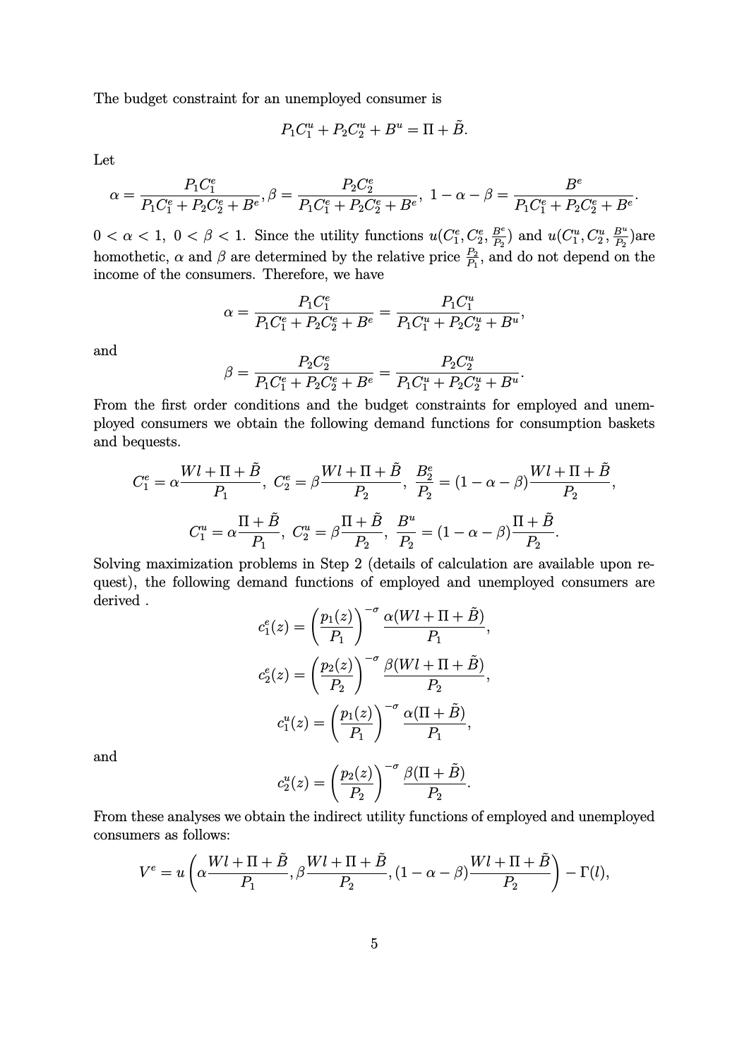The budget constraint for an unemployed consumer is

$$P_1 C_1^u + P_2 C_2^u + B^u = \Pi + \tilde{B}.$$

Let

$$\alpha = \frac{P_1 C_1^e}{P_1 C_1^e + P_2 C_2^e + B^e}, \beta = \frac{P_2 C_2^e}{P_1 C_1^e + P_2 C_2^e + B^e},\ 1 - \alpha - \beta = \frac{B^e}{P_1 C_1^e + P_2 C_2^e + B^e}.$$

$0 < \alpha < 1,\ 0 < \beta < 1$. Since the utility functions $u(C_1^e, C_2^e, \frac{B^e}{P_2})$ and $u(C_1^u, C_2^u, \frac{B^u}{P_2})$are homothetic, $\alpha$ and $\beta$ are determined by the relative price $\frac{P_2}{P_1}$, and do not depend on the income of the consumers. Therefore, we have

$$\alpha = \frac{P_1 C_1^e}{P_1 C_1^e + P_2 C_2^e + B^e} = \frac{P_1 C_1^u}{P_1 C_1^u + P_2 C_2^u + B^u},$$

and

$$\beta = \frac{P_2 C_2^e}{P_1 C_1^e + P_2 C_2^e + B^e} = \frac{P_2 C_2^u}{P_1 C_1^u + P_2 C_2^u + B^u}.$$

From the first order conditions and the budget constraints for employed and unemployed consumers we obtain the following demand functions for consumption baskets and bequests.

$$C_1^e = \alpha \frac{Wl + \Pi + \tilde{B}}{P_1},\ C_2^e = \beta \frac{Wl + \Pi + \tilde{B}}{P_2},\ \frac{B_2^e}{P_2} = (1 - \alpha - \beta) \frac{Wl + \Pi + \tilde{B}}{P_2},$$

$$C_1^u = \alpha \frac{\Pi + \tilde{B}}{P_1},\ C_2^u = \beta \frac{\Pi + \tilde{B}}{P_2},\ \frac{B^u}{P_2} = (1 - \alpha - \beta) \frac{\Pi + \tilde{B}}{P_2}.$$

Solving maximization problems in Step 2 (details of calculation are available upon request), the following demand functions of employed and unemployed consumers are derived .

$$c_1^e(z) = \left( \frac{p_1(z)}{P_1} \right)^{-\sigma} \frac{\alpha (Wl + \Pi + \tilde{B})}{P_1},$$

$$c_2^e(z) = \left( \frac{p_2(z)}{P_2} \right)^{-\sigma} \frac{\beta (Wl + \Pi + \tilde{B})}{P_2},$$

$$c_1^u(z) = \left( \frac{p_1(z)}{P_1} \right)^{-\sigma} \frac{\alpha (\Pi + \tilde{B})}{P_1},$$

and

$$c_2^u(z) = \left( \frac{p_2(z)}{P_2} \right)^{-\sigma} \frac{\beta (\Pi + \tilde{B})}{P_2}.$$

From these analyses we obtain the indirect utility functions of employed and unemployed consumers as follows:

$$V^e = u\left( \alpha \frac{Wl + \Pi + \tilde{B}}{P_1}, \beta \frac{Wl + \Pi + \tilde{B}}{P_2}, (1 - \alpha - \beta) \frac{Wl + \Pi + \tilde{B}}{P_2} \right) - \Gamma(l),$$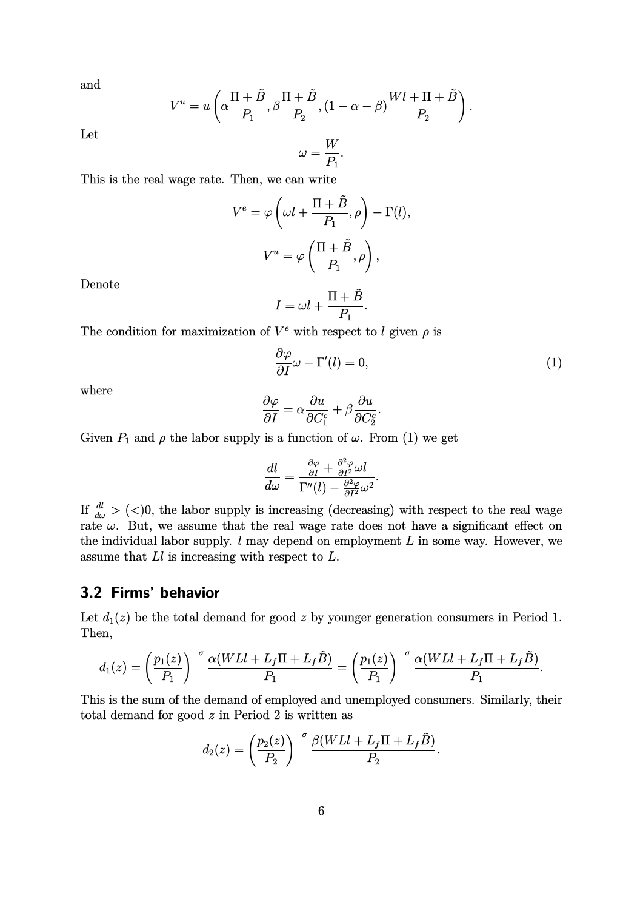and

$$V^u = u\left(\alpha\frac{\Pi + \tilde{B}}{P_1}, \beta\frac{\Pi + \tilde{B}}{P_2}, (1-\alpha-\beta)\frac{Wl + \Pi + \tilde{B}}{P_2}\right).$$

Let

$$\omega = \frac{W}{P_1}.$$

This is the real wage rate. Then, we can write

$$V^e = \varphi\left(\omega l + \frac{\Pi + \tilde{B}}{P_1}, \rho\right) - \Gamma(l),$$

$$V^u = \varphi\left(\frac{\Pi + \tilde{B}}{P_1}, \rho\right),$$

Denote

$$I = \omega l + \frac{\Pi + \tilde{B}}{P_1}.$$

The condition for maximization of $V^e$ with respect to $l$ given $\rho$ is

$$\frac{\partial \varphi}{\partial I}\omega - \Gamma'(l) = 0, \tag{1}$$

where

$$\frac{\partial \varphi}{\partial I} = \alpha\frac{\partial u}{\partial C_1^e} + \beta\frac{\partial u}{\partial C_2^e}.$$

Given $P_1$ and $\rho$ the labor supply is a function of $\omega$. From (1) we get

$$\frac{dl}{d\omega} = \frac{\frac{\partial \varphi}{\partial I} + \frac{\partial^2 \varphi}{\partial I^2}\omega l}{\Gamma''(l) - \frac{\partial^2 \varphi}{\partial I^2}\omega^2}.$$

If $\frac{dl}{d\omega} > (<)0$, the labor supply is increasing (decreasing) with respect to the real wage rate $\omega$. But, we assume that the real wage rate does not have a significant effect on the individual labor supply. $l$ may depend on employment $L$ in some way. However, we assume that $Ll$ is increasing with respect to $L$.

## 3.2 Firms' behavior

Let $d_1(z)$ be the total demand for good $z$ by younger generation consumers in Period 1. Then,

$$d_1(z) = \left(\frac{p_1(z)}{P_1}\right)^{-\sigma}\frac{\alpha(WLl + L_f\Pi + L_f\tilde{B})}{P_1} = \left(\frac{p_1(z)}{P_1}\right)^{-\sigma}\frac{\alpha(WLl + L_f\Pi + L_f\tilde{B})}{P_1}.$$

This is the sum of the demand of employed and unemployed consumers. Similarly, their total demand for good $z$ in Period 2 is written as

$$d_2(z) = \left(\frac{p_2(z)}{P_2}\right)^{-\sigma}\frac{\beta(WLl + L_f\Pi + L_f\tilde{B})}{P_2}.$$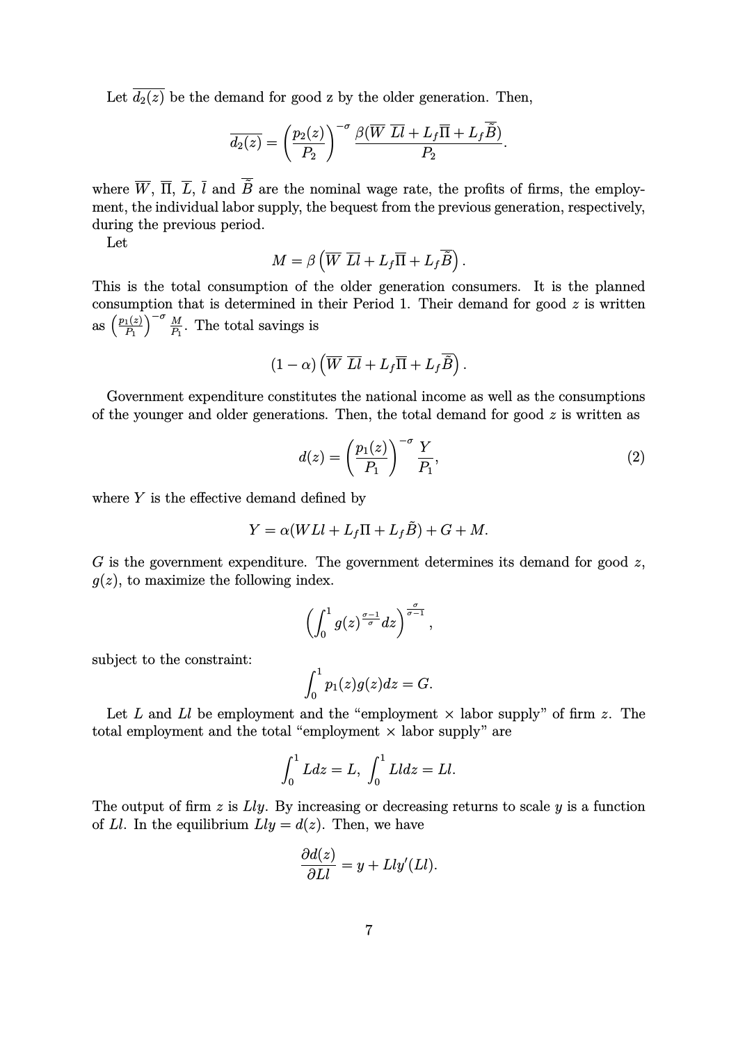Let $\overline{d_2(z)}$ be the demand for good z by the older generation. Then,

$$\overline{d_2(z)} = \left(\frac{p_2(z)}{P_2}\right)^{-\sigma} \frac{\beta(\overline{W}\ \overline{Ll} + L_f\overline{\Pi} + L_f\overline{\tilde{B}})}{P_2}.$$

where $\overline{W}$, $\overline{\Pi}$, $\overline{L}$, $\overline{l}$ and $\overline{\tilde{B}}$ are the nominal wage rate, the profits of firms, the employment, the individual labor supply, the bequest from the previous generation, respectively, during the previous period.

Let

$$M = \beta\left(\overline{W}\ \overline{Ll} + L_f\overline{\Pi} + L_f\overline{\tilde{B}}\right).$$

This is the total consumption of the older generation consumers. It is the planned consumption that is determined in their Period 1. Their demand for good $z$ is written as $\left(\frac{p_1(z)}{P_1}\right)^{-\sigma}\frac{M}{P_1}$. The total savings is

$$(1-\alpha)\left(\overline{W}\ \overline{Ll} + L_f\overline{\Pi} + L_f\overline{\tilde{B}}\right).$$

Government expenditure constitutes the national income as well as the consumptions of the younger and older generations. Then, the total demand for good $z$ is written as

$$d(z) = \left(\frac{p_1(z)}{P_1}\right)^{-\sigma}\frac{Y}{P_1}, \tag{2}$$

where $Y$ is the effective demand defined by

$$Y = \alpha(WLl + L_f\Pi + L_f\tilde{B}) + G + M.$$

$G$ is the government expenditure. The government determines its demand for good $z$, $g(z)$, to maximize the following index.

$$\left(\int_0^1 g(z)^{\frac{\sigma-1}{\sigma}}dz\right)^{\frac{\sigma}{\sigma-1}},$$

subject to the constraint:

$$\int_0^1 p_1(z)g(z)dz = G.$$

Let $L$ and $Ll$ be employment and the "employment × labor supply" of firm $z$. The total employment and the total "employment × labor supply" are

$$\int_0^1 Ldz = L,\ \int_0^1 Lldz = Ll.$$

The output of firm $z$ is $Lly$. By increasing or decreasing returns to scale $y$ is a function of $Ll$. In the equilibrium $Lly = d(z)$. Then, we have

$$\frac{\partial d(z)}{\partial Ll} = y + Lly'(Ll).$$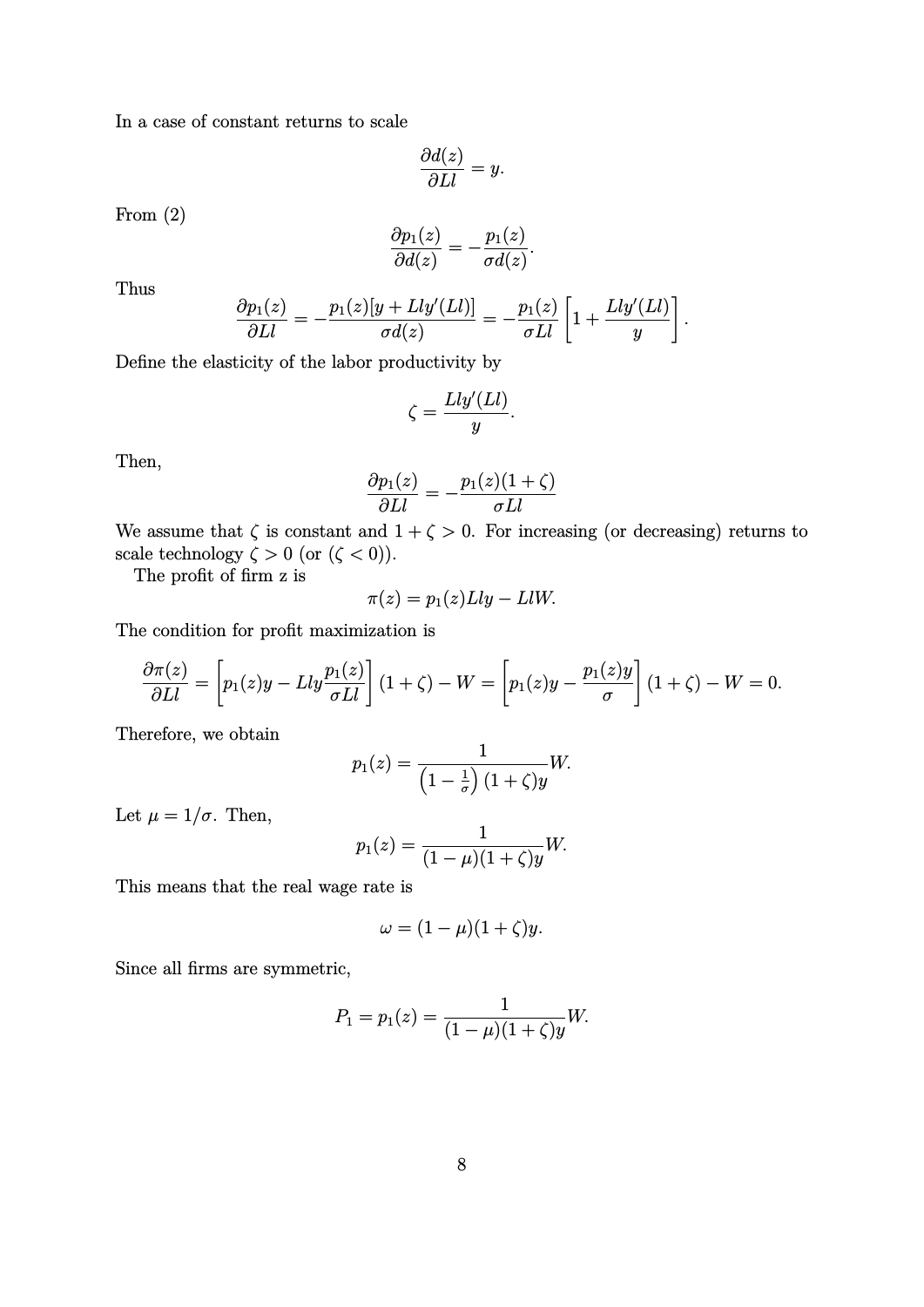In a case of constant returns to scale

$$\frac{\partial d(z)}{\partial Ll} = y.$$

From (2)

$$\frac{\partial p_1(z)}{\partial d(z)} = -\frac{p_1(z)}{\sigma d(z)}.$$

Thus

$$\frac{\partial p_1(z)}{\partial Ll} = -\frac{p_1(z)[y + Lly'(Ll)]}{\sigma d(z)} = -\frac{p_1(z)}{\sigma Ll}\left[1 + \frac{Lly'(Ll)}{y}\right].$$

Define the elasticity of the labor productivity by

$$\zeta = \frac{Lly'(Ll)}{y}.$$

Then,

$$\frac{\partial p_1(z)}{\partial Ll} = -\frac{p_1(z)(1+\zeta)}{\sigma Ll}$$

We assume that $\zeta$ is constant and $1 + \zeta > 0$. For increasing (or decreasing) returns to scale technology $\zeta > 0$ (or ($\zeta < 0$)).

The profit of firm z is

$$\pi(z) = p_1(z)Lly - LlW.$$

The condition for profit maximization is

$$\frac{\partial \pi(z)}{\partial Ll} = \left[p_1(z)y - Lly\frac{p_1(z)}{\sigma Ll}\right](1+\zeta) - W = \left[p_1(z)y - \frac{p_1(z)y}{\sigma}\right](1+\zeta) - W = 0.$$

Therefore, we obtain

$$p_1(z) = \frac{1}{\left(1 - \frac{1}{\sigma}\right)(1+\zeta)y}W.$$

Let $\mu = 1/\sigma$. Then,

$$p_1(z) = \frac{1}{(1-\mu)(1+\zeta)y}W.$$

This means that the real wage rate is

$$\omega = (1-\mu)(1+\zeta)y.$$

Since all firms are symmetric,

$$P_1 = p_1(z) = \frac{1}{(1-\mu)(1+\zeta)y}W.$$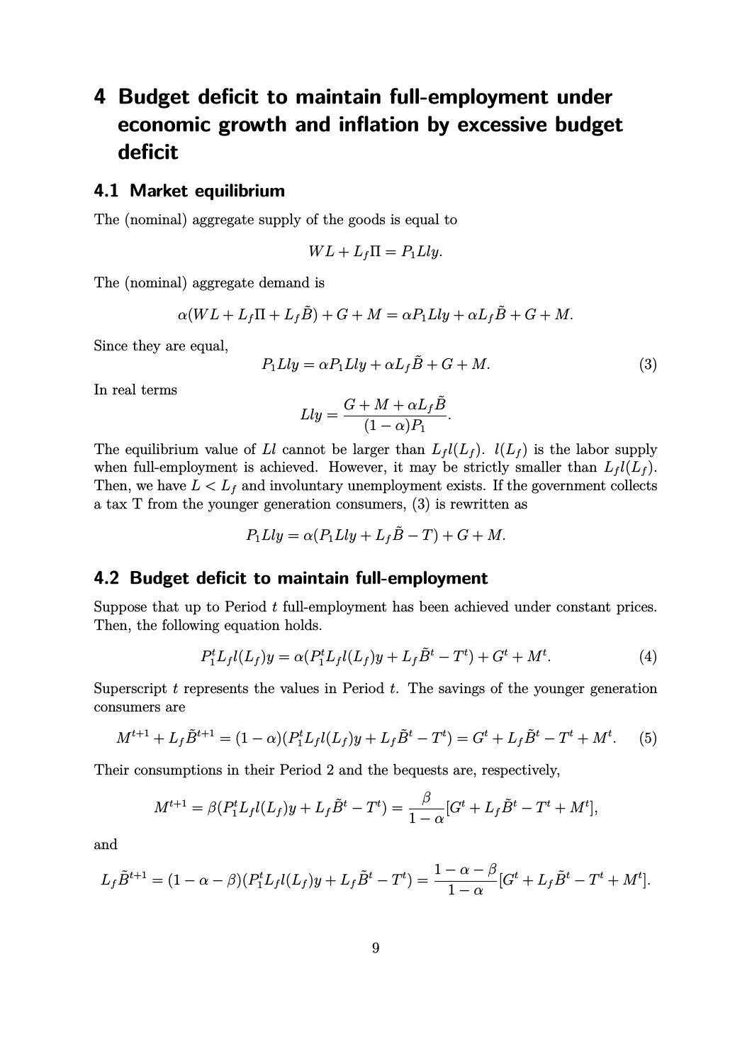# 4 Budget deficit to maintain full-employment under economic growth and inflation by excessive budget deficit

## 4.1 Market equilibrium

The (nominal) aggregate supply of the goods is equal to

$$WL + L_f\Pi = P_1 Lly.$$

The (nominal) aggregate demand is

$$\alpha(WL + L_f\Pi + L_f\tilde{B}) + G + M = \alpha P_1 Lly + \alpha L_f\tilde{B} + G + M.$$

Since they are equal,

$$P_1 Lly = \alpha P_1 Lly + \alpha L_f\tilde{B} + G + M. \tag{3}$$

In real terms

$$Lly = \frac{G + M + \alpha L_f\tilde{B}}{(1-\alpha)P_1}.$$

The equilibrium value of $Ll$ cannot be larger than $L_f l(L_f)$. $l(L_f)$ is the labor supply when full-employment is achieved. However, it may be strictly smaller than $L_f l(L_f)$. Then, we have $L < L_f$ and involuntary unemployment exists. If the government collects a tax T from the younger generation consumers, (3) is rewritten as

$$P_1 Lly = \alpha(P_1 Lly + L_f\tilde{B} - T) + G + M.$$

## 4.2 Budget deficit to maintain full-employment

Suppose that up to Period $t$ full-employment has been achieved under constant prices. Then, the following equation holds.

$$P_1^t L_f l(L_f)y = \alpha(P_1^t L_f l(L_f)y + L_f\tilde{B}^t - T^t) + G^t + M^t. \tag{4}$$

Superscript $t$ represents the values in Period $t$. The savings of the younger generation consumers are

$$M^{t+1} + L_f\tilde{B}^{t+1} = (1-\alpha)(P_1^t L_f l(L_f)y + L_f\tilde{B}^t - T^t) = G^t + L_f\tilde{B}^t - T^t + M^t. \tag{5}$$

Their consumptions in their Period 2 and the bequests are, respectively,

$$M^{t+1} = \beta(P_1^t L_f l(L_f)y + L_f\tilde{B}^t - T^t) = \frac{\beta}{1-\alpha}[G^t + L_f\tilde{B}^t - T^t + M^t],$$

and

$$L_f\tilde{B}^{t+1} = (1-\alpha-\beta)(P_1^t L_f l(L_f)y + L_f\tilde{B}^t - T^t) = \frac{1-\alpha-\beta}{1-\alpha}[G^t + L_f\tilde{B}^t - T^t + M^t].$$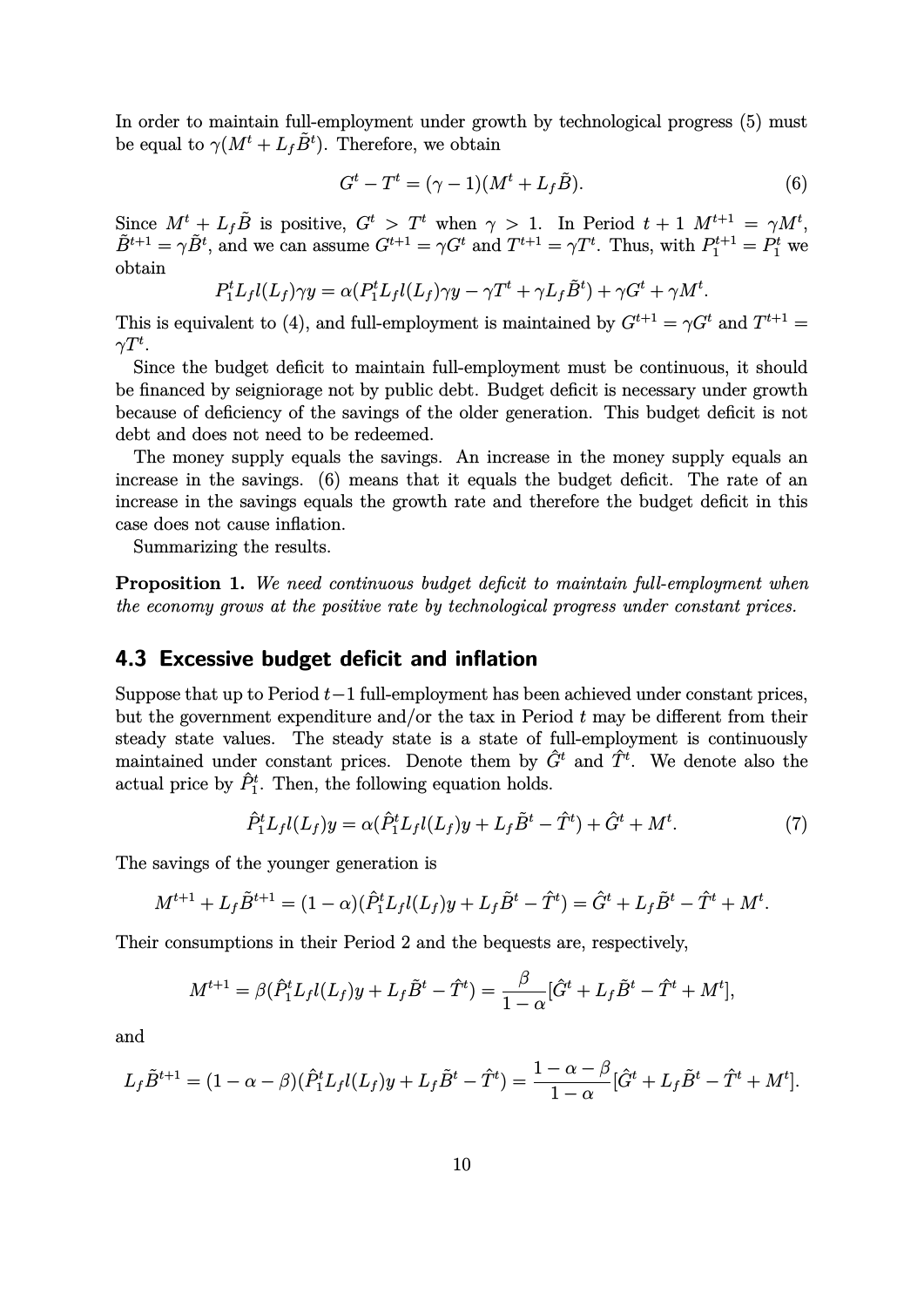In order to maintain full-employment under growth by technological progress (5) must be equal to $\gamma(M^t + L_f\tilde{B}^t)$. Therefore, we obtain

$$G^t - T^t = (\gamma - 1)(M^t + L_f\tilde{B}). \tag{6}$$

Since $M^t + L_f\tilde{B}$ is positive, $G^t > T^t$ when $\gamma > 1$. In Period $t+1$ $M^{t+1} = \gamma M^t$, $\tilde{B}^{t+1} = \gamma\tilde{B}^t$, and we can assume $G^{t+1} = \gamma G^t$ and $T^{t+1} = \gamma T^t$. Thus, with $P_1^{t+1} = P_1^t$ we obtain

$$P_1^t L_f l(L_f)\gamma y = \alpha(P_1^t L_f l(L_f)\gamma y - \gamma T^t + \gamma L_f\tilde{B}^t) + \gamma G^t + \gamma M^t.$$

This is equivalent to (4), and full-employment is maintained by $G^{t+1} = \gamma G^t$ and $T^{t+1} = \gamma T^t$.

Since the budget deficit to maintain full-employment must be continuous, it should be financed by seigniorage not by public debt. Budget deficit is necessary under growth because of deficiency of the savings of the older generation. This budget deficit is not debt and does not need to be redeemed.

The money supply equals the savings. An increase in the money supply equals an increase in the savings. (6) means that it equals the budget deficit. The rate of an increase in the savings equals the growth rate and therefore the budget deficit in this case does not cause inflation.

Summarizing the results.

**Proposition 1.** *We need continuous budget deficit to maintain full-employment when the economy grows at the positive rate by technological progress under constant prices.*

## 4.3 Excessive budget deficit and inflation

Suppose that up to Period $t-1$ full-employment has been achieved under constant prices, but the government expenditure and/or the tax in Period $t$ may be different from their steady state values. The steady state is a state of full-employment is continuously maintained under constant prices. Denote them by $\hat{G}^t$ and $\hat{T}^t$. We denote also the actual price by $\hat{P}_1^t$. Then, the following equation holds.

$$\hat{P}_1^t L_f l(L_f)y = \alpha(\hat{P}_1^t L_f l(L_f)y + L_f\tilde{B}^t - \hat{T}^t) + \hat{G}^t + M^t. \tag{7}$$

The savings of the younger generation is

$$M^{t+1} + L_f\tilde{B}^{t+1} = (1-\alpha)(\hat{P}_1^t L_f l(L_f)y + L_f\tilde{B}^t - \hat{T}^t) = \hat{G}^t + L_f\tilde{B}^t - \hat{T}^t + M^t.$$

Their consumptions in their Period 2 and the bequests are, respectively,

$$M^{t+1} = \beta(\hat{P}_1^t L_f l(L_f)y + L_f\tilde{B}^t - \hat{T}^t) = \frac{\beta}{1-\alpha}[\hat{G}^t + L_f\tilde{B}^t - \hat{T}^t + M^t],$$

and

$$L_f\tilde{B}^{t+1} = (1-\alpha-\beta)(\hat{P}_1^t L_f l(L_f)y + L_f\tilde{B}^t - \hat{T}^t) = \frac{1-\alpha-\beta}{1-\alpha}[\hat{G}^t + L_f\tilde{B}^t - \hat{T}^t + M^t].$$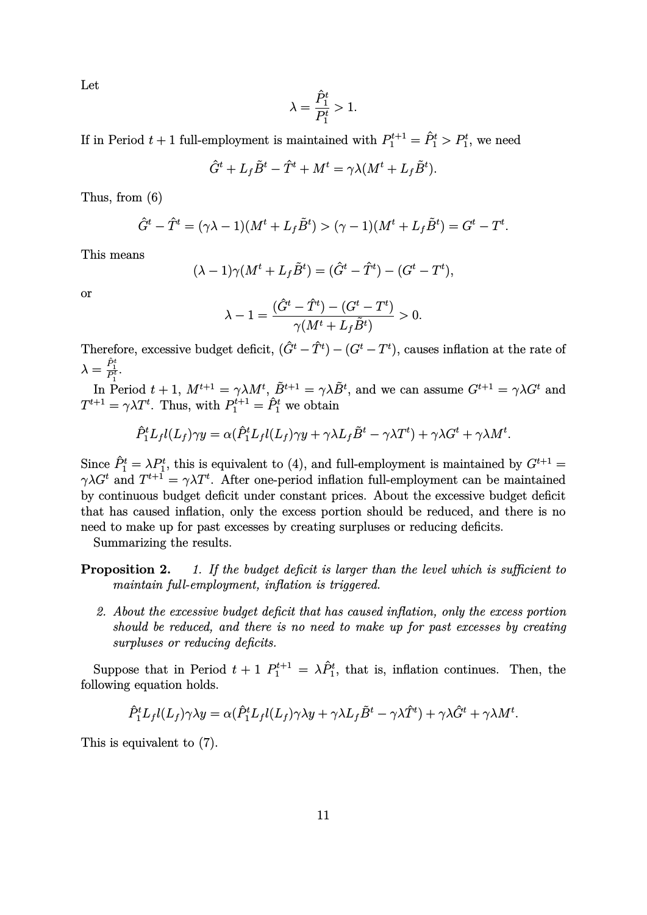Let

$$\lambda = \frac{\hat{P}_1^t}{P_1^t} > 1.$$

If in Period $t+1$ full-employment is maintained with $P_1^{t+1} = \hat{P}_1^t > P_1^t$, we need

$$\hat{G}^t + L_f\tilde{B}^t - \hat{T}^t + M^t = \gamma\lambda(M^t + L_f\tilde{B}^t).$$

Thus, from (6)

$$\hat{G}^t - \hat{T}^t = (\gamma\lambda - 1)(M^t + L_f\tilde{B}^t) > (\gamma - 1)(M^t + L_f\tilde{B}^t) = G^t - T^t.$$

This means

$$(\lambda - 1)\gamma(M^t + L_f\tilde{B}^t) = (\hat{G}^t - \hat{T}^t) - (G^t - T^t),$$

or

$$\lambda - 1 = \frac{(\hat{G}^t - \hat{T}^t) - (G^t - T^t)}{\gamma(M^t + L_f\tilde{B}^t)} > 0.$$

Therefore, excessive budget deficit, $(\hat{G}^t - \hat{T}^t) - (G^t - T^t)$, causes inflation at the rate of $\lambda = \frac{\hat{P}_1^t}{P_1^t}$.

In Period $t+1$, $M^{t+1} = \gamma\lambda M^t$, $\tilde{B}^{t+1} = \gamma\lambda\tilde{B}^t$, and we can assume $G^{t+1} = \gamma\lambda G^t$ and $T^{t+1} = \gamma\lambda T^t$. Thus, with $P_1^{t+1} = \hat{P}_1^t$ we obtain

$$\hat{P}_1^t L_f l(L_f)\gamma y = \alpha(\hat{P}_1^t L_f l(L_f)\gamma y + \gamma\lambda L_f\tilde{B}^t - \gamma\lambda T^t) + \gamma\lambda G^t + \gamma\lambda M^t.$$

Since $\hat{P}_1^t = \lambda P_1^t$, this is equivalent to (4), and full-employment is maintained by $G^{t+1} = \gamma\lambda G^t$ and $T^{t+1} = \gamma\lambda T^t$. After one-period inflation full-employment can be maintained by continuous budget deficit under constant prices. About the excessive budget deficit that has caused inflation, only the excess portion should be reduced, and there is no need to make up for past excesses by creating surpluses or reducing deficits.

Summarizing the results.

**Proposition 2.**
1. *If the budget deficit is larger than the level which is sufficient to maintain full-employment, inflation is triggered.*
2. *About the excessive budget deficit that has caused inflation, only the excess portion should be reduced, and there is no need to make up for past excesses by creating surpluses or reducing deficits.*

Suppose that in Period $t+1$ $P_1^{t+1} = \lambda\hat{P}_1^t$, that is, inflation continues. Then, the following equation holds.

$$\hat{P}_1^t L_f l(L_f)\gamma\lambda y = \alpha(\hat{P}_1^t L_f l(L_f)\gamma\lambda y + \gamma\lambda L_f\tilde{B}^t - \gamma\lambda\hat{T}^t) + \gamma\lambda\hat{G}^t + \gamma\lambda M^t.$$

This is equivalent to (7).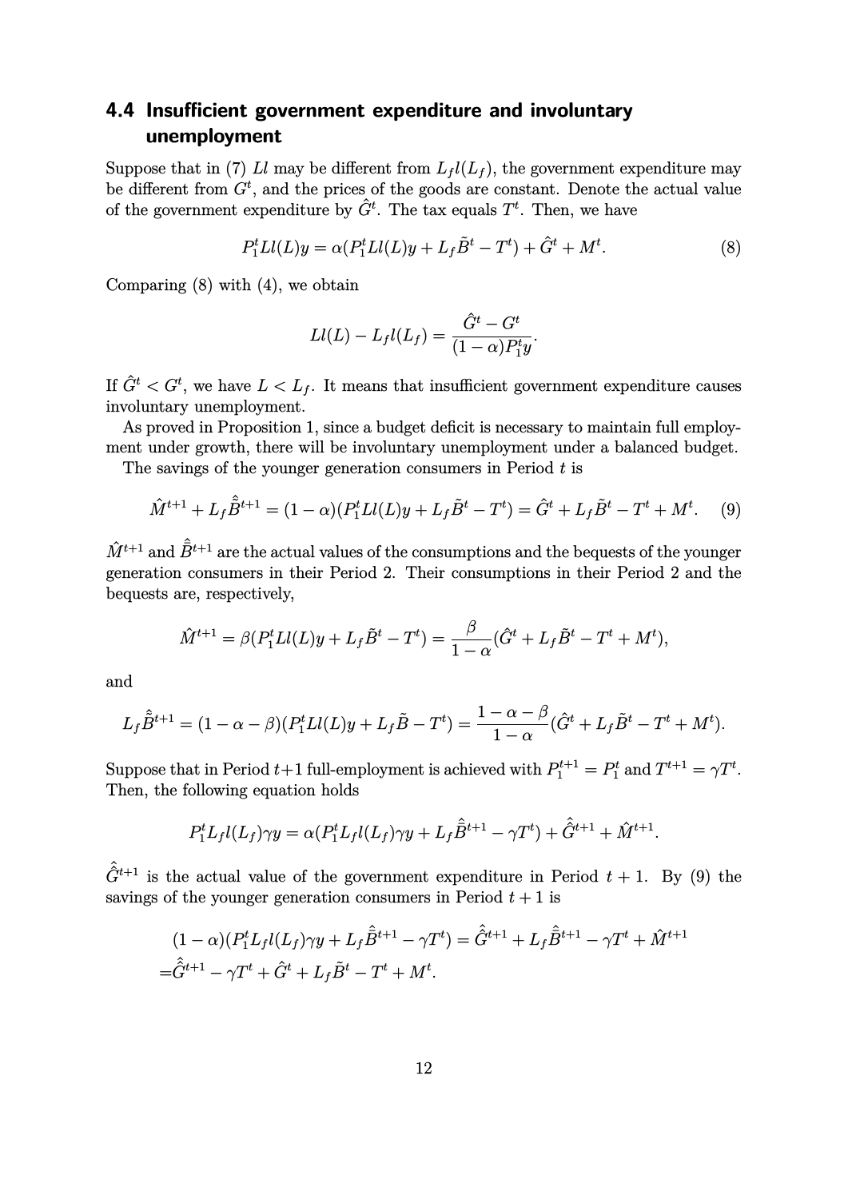## 4.4 Insufficient government expenditure and involuntary unemployment

Suppose that in (7) $Ll$ may be different from $L_f l(L_f)$, the government expenditure may be different from $G^t$, and the prices of the goods are constant. Denote the actual value of the government expenditure by $\hat{G}^t$. The tax equals $T^t$. Then, we have

$$P_1^t Ll(L)y = \alpha(P_1^t Ll(L)y + L_f\tilde{B}^t - T^t) + \hat{G}^t + M^t. \tag{8}$$

Comparing (8) with (4), we obtain

$$Ll(L) - L_f l(L_f) = \frac{\hat{G}^t - G^t}{(1-\alpha)P_1^t y}.$$

If $\hat{G}^t < G^t$, we have $L < L_f$. It means that insufficient government expenditure causes involuntary unemployment.

As proved in Proposition 1, since a budget deficit is necessary to maintain full employment under growth, there will be involuntary unemployment under a balanced budget.

The savings of the younger generation consumers in Period $t$ is

$$\hat{M}^{t+1} + L_f\hat{\tilde{B}}^{t+1} = (1-\alpha)(P_1^t Ll(L)y + L_f\tilde{B}^t - T^t) = \hat{G}^t + L_f\tilde{B}^t - T^t + M^t. \tag{9}$$

$\hat{M}^{t+1}$ and $\hat{\tilde{B}}^{t+1}$ are the actual values of the consumptions and the bequests of the younger generation consumers in their Period 2. Their consumptions in their Period 2 and the bequests are, respectively,

$$\hat{M}^{t+1} = \beta(P_1^t Ll(L)y + L_f\tilde{B}^t - T^t) = \frac{\beta}{1-\alpha}(\hat{G}^t + L_f\tilde{B}^t - T^t + M^t),$$

and

$$L_f\hat{\tilde{B}}^{t+1} = (1-\alpha-\beta)(P_1^t Ll(L)y + L_f\tilde{B} - T^t) = \frac{1-\alpha-\beta}{1-\alpha}(\hat{G}^t + L_f\tilde{B}^t - T^t + M^t).$$

Suppose that in Period $t+1$ full-employment is achieved with $P_1^{t+1} = P_1^t$ and $T^{t+1} = \gamma T^t$. Then, the following equation holds

$$P_1^t L_f l(L_f)\gamma y = \alpha(P_1^t L_f l(L_f)\gamma y + L_f\hat{\tilde{B}}^{t+1} - \gamma T^t) + \hat{\hat{G}}^{t+1} + \hat{M}^{t+1}.$$

$\hat{\hat{G}}^{t+1}$ is the actual value of the government expenditure in Period $t+1$. By (9) the savings of the younger generation consumers in Period $t+1$ is

$$\begin{aligned}
&(1-\alpha)(P_1^t L_f l(L_f)\gamma y + L_f\hat{\tilde{B}}^{t+1} - \gamma T^t) = \hat{\hat{G}}^{t+1} + L_f\hat{\tilde{B}}^{t+1} - \gamma T^t + \hat{M}^{t+1} \\
=&\hat{\hat{G}}^{t+1} - \gamma T^t + \hat{G}^t + L_f\tilde{B}^t - T^t + M^t.
\end{aligned}$$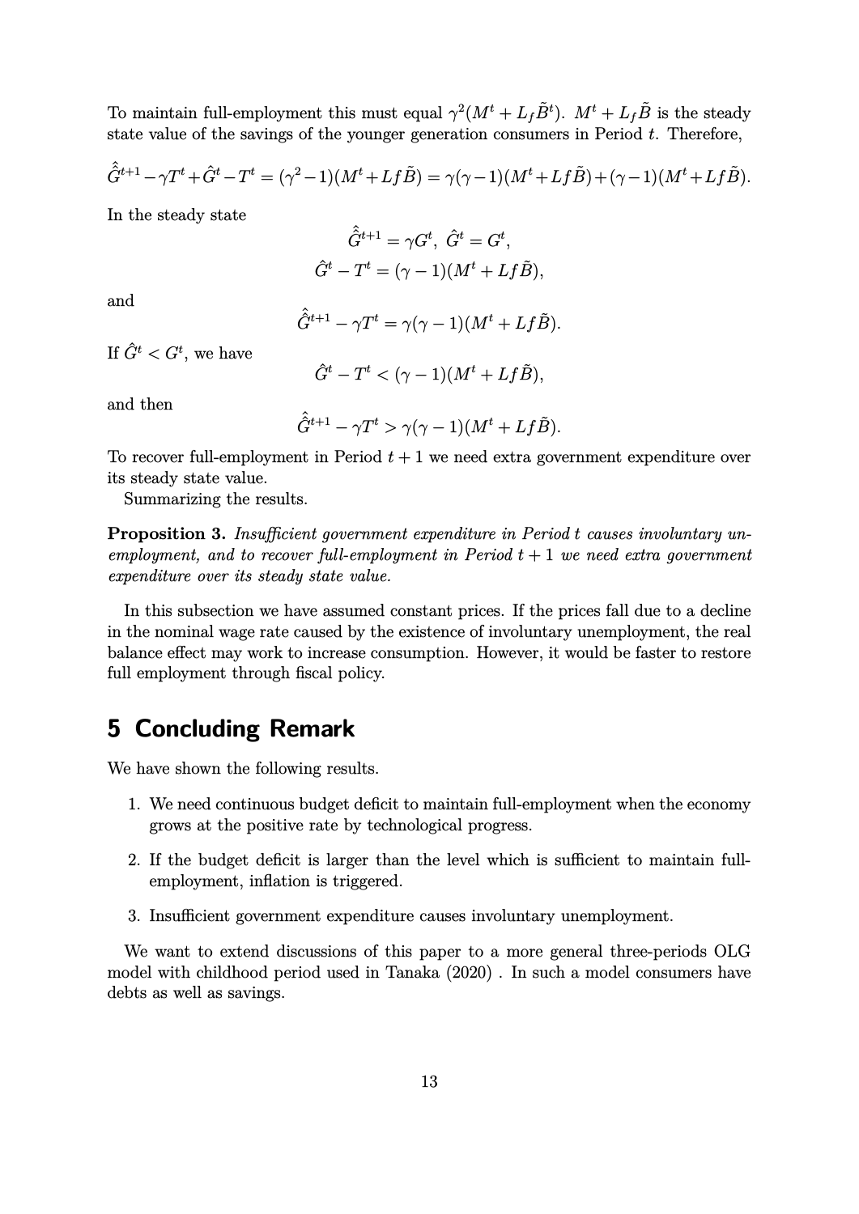To maintain full-employment this must equal $\gamma^2(M^t + L_f\tilde{B}^t)$. $M^t + L_f\tilde{B}$ is the steady state value of the savings of the younger generation consumers in Period $t$. Therefore,

$$\hat{\hat{G}}^{t+1} - \gamma T^t + \hat{G}^t - T^t = (\gamma^2 - 1)(M^t + Lf\tilde{B}) = \gamma(\gamma - 1)(M^t + Lf\tilde{B}) + (\gamma - 1)(M^t + Lf\tilde{B}).$$

In the steady state

$$\hat{\hat{G}}^{t+1} = \gamma G^t,\ \hat{G}^t = G^t,$$

$$\hat{G}^t - T^t = (\gamma - 1)(M^t + Lf\tilde{B}),$$

and

$$\hat{\hat{G}}^{t+1} - \gamma T^t = \gamma(\gamma - 1)(M^t + Lf\tilde{B}).$$

If $\hat{G}^t < G^t$, we have

$$\hat{G}^t - T^t < (\gamma - 1)(M^t + Lf\tilde{B}),$$

and then

$$\hat{\hat{G}}^{t+1} - \gamma T^t > \gamma(\gamma - 1)(M^t + Lf\tilde{B}).$$

To recover full-employment in Period $t + 1$ we need extra government expenditure over its steady state value.

Summarizing the results.

**Proposition 3.** *Insufficient government expenditure in Period t causes involuntary unemployment, and to recover full-employment in Period $t + 1$ we need extra government expenditure over its steady state value.*

In this subsection we have assumed constant prices. If the prices fall due to a decline in the nominal wage rate caused by the existence of involuntary unemployment, the real balance effect may work to increase consumption. However, it would be faster to restore full employment through fiscal policy.

# 5 Concluding Remark

We have shown the following results.

1. We need continuous budget deficit to maintain full-employment when the economy grows at the positive rate by technological progress.
2. If the budget deficit is larger than the level which is sufficient to maintain full-employment, inflation is triggered.
3. Insufficient government expenditure causes involuntary unemployment.

We want to extend discussions of this paper to a more general three-periods OLG model with childhood period used in Tanaka (2020) . In such a model consumers have debts as well as savings.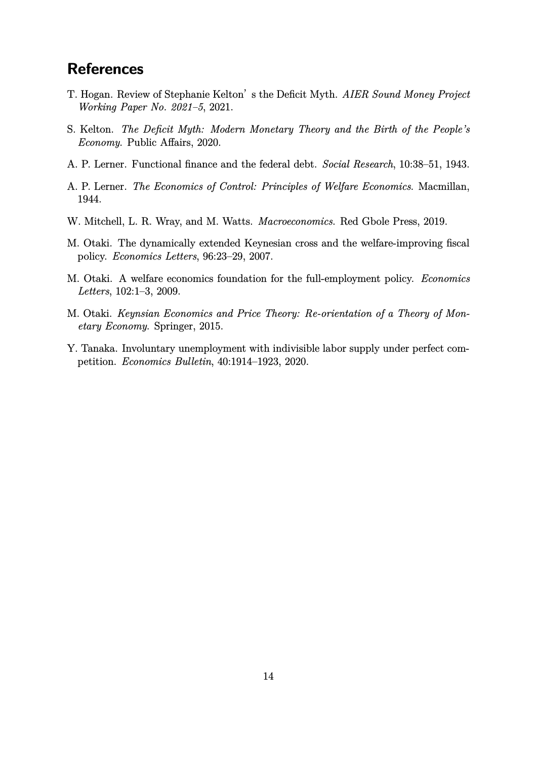## References

T. Hogan. Review of Stephanie Kelton' s the Deficit Myth. *AIER Sound Money Project Working Paper No. 2021–5*, 2021.

S. Kelton. *The Deficit Myth: Modern Monetary Theory and the Birth of the People's Economy.* Public Affairs, 2020.

A. P. Lerner. Functional finance and the federal debt. *Social Research*, 10:38–51, 1943.

A. P. Lerner. *The Economics of Control: Principles of Welfare Economics.* Macmillan, 1944.

W. Mitchell, L. R. Wray, and M. Watts. *Macroeconomics.* Red Gbole Press, 2019.

M. Otaki. The dynamically extended Keynesian cross and the welfare-improving fiscal policy. *Economics Letters*, 96:23–29, 2007.

M. Otaki. A welfare economics foundation for the full-employment policy. *Economics Letters*, 102:1–3, 2009.

M. Otaki. *Keynsian Economics and Price Theory: Re-orientation of a Theory of Monetary Economy.* Springer, 2015.

Y. Tanaka. Involuntary unemployment with indivisible labor supply under perfect competition. *Economics Bulletin*, 40:1914–1923, 2020.